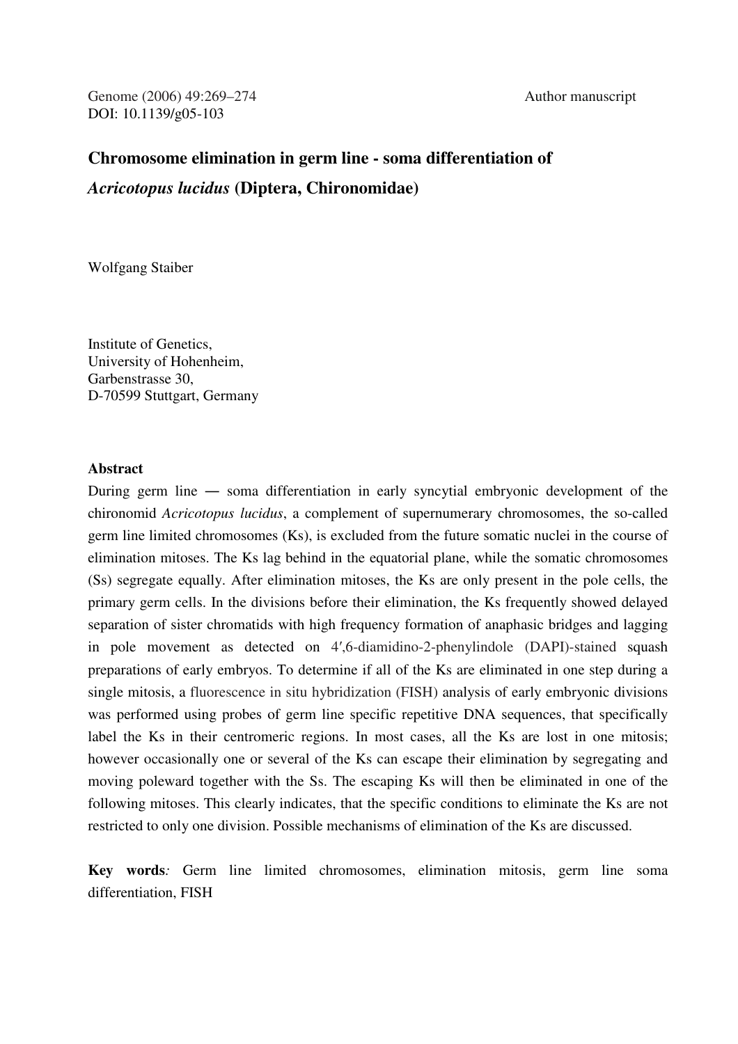Genome (2006) 49:269–274  
DOI: 10.1139/g05-103

Author manuscript

# Chromosome elimination in germ line - soma differentiation of *Acricotopus lucidus* (Diptera, Chironomidae)

Wolfgang Staiber

Institute of Genetics,  
University of Hohenheim,  
Garbenstrasse 30,  
D-70599 Stuttgart, Germany

## Abstract

During germ line ― soma differentiation in early syncytial embryonic development of the chironomid *Acricotopus lucidus*, a complement of supernumerary chromosomes, the so-called germ line limited chromosomes (Ks), is excluded from the future somatic nuclei in the course of elimination mitoses. The Ks lag behind in the equatorial plane, while the somatic chromosomes (Ss) segregate equally. After elimination mitoses, the Ks are only present in the pole cells, the primary germ cells. In the divisions before their elimination, the Ks frequently showed delayed separation of sister chromatids with high frequency formation of anaphasic bridges and lagging in pole movement as detected on 4′,6-diamidino-2-phenylindole (DAPI)-stained squash preparations of early embryos. To determine if all of the Ks are eliminated in one step during a single mitosis, a fluorescence in situ hybridization (FISH) analysis of early embryonic divisions was performed using probes of germ line specific repetitive DNA sequences, that specifically label the Ks in their centromeric regions. In most cases, all the Ks are lost in one mitosis; however occasionally one or several of the Ks can escape their elimination by segregating and moving poleward together with the Ss. The escaping Ks will then be eliminated in one of the following mitoses. This clearly indicates, that the specific conditions to eliminate the Ks are not restricted to only one division. Possible mechanisms of elimination of the Ks are discussed.

**Key words***:* Germ line limited chromosomes, elimination mitosis, germ line soma differentiation, FISH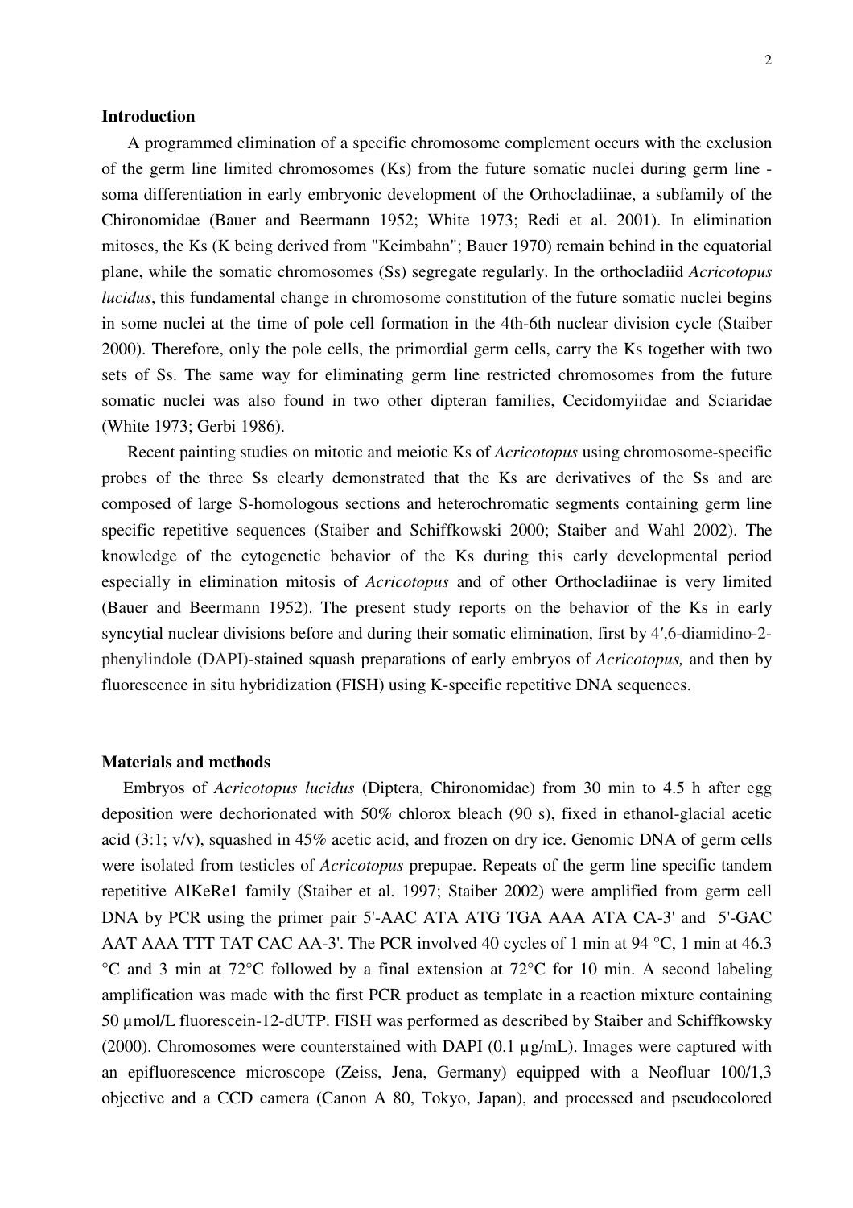## Introduction

A programmed elimination of a specific chromosome complement occurs with the exclusion of the germ line limited chromosomes (Ks) from the future somatic nuclei during germ line - soma differentiation in early embryonic development of the Orthocladiinae, a subfamily of the Chironomidae (Bauer and Beermann 1952; White 1973; Redi et al. 2001). In elimination mitoses, the Ks (K being derived from "Keimbahn"; Bauer 1970) remain behind in the equatorial plane, while the somatic chromosomes (Ss) segregate regularly. In the orthocladiid *Acricotopus lucidus*, this fundamental change in chromosome constitution of the future somatic nuclei begins in some nuclei at the time of pole cell formation in the 4th-6th nuclear division cycle (Staiber 2000). Therefore, only the pole cells, the primordial germ cells, carry the Ks together with two sets of Ss. The same way for eliminating germ line restricted chromosomes from the future somatic nuclei was also found in two other dipteran families, Cecidomyiidae and Sciaridae (White 1973; Gerbi 1986).

Recent painting studies on mitotic and meiotic Ks of *Acricotopus* using chromosome-specific probes of the three Ss clearly demonstrated that the Ks are derivatives of the Ss and are composed of large S-homologous sections and heterochromatic segments containing germ line specific repetitive sequences (Staiber and Schiffkowski 2000; Staiber and Wahl 2002). The knowledge of the cytogenetic behavior of the Ks during this early developmental period especially in elimination mitosis of *Acricotopus* and of other Orthocladiinae is very limited (Bauer and Beermann 1952). The present study reports on the behavior of the Ks in early syncytial nuclear divisions before and during their somatic elimination, first by 4′,6-diamidino-2-phenylindole (DAPI)-stained squash preparations of early embryos of *Acricotopus,* and then by fluorescence in situ hybridization (FISH) using K-specific repetitive DNA sequences.

## Materials and methods

Embryos of *Acricotopus lucidus* (Diptera, Chironomidae) from 30 min to 4.5 h after egg deposition were dechorionated with 50% chlorox bleach (90 s), fixed in ethanol-glacial acetic acid (3:1; v/v), squashed in 45% acetic acid, and frozen on dry ice. Genomic DNA of germ cells were isolated from testicles of *Acricotopus* prepupae. Repeats of the germ line specific tandem repetitive AlKeRe1 family (Staiber et al. 1997; Staiber 2002) were amplified from germ cell DNA by PCR using the primer pair 5'-AAC ATA ATG TGA AAA ATA CA-3' and 5'-GAC AAT AAA TTT TAT CAC AA-3'. The PCR involved 40 cycles of 1 min at 94 °C, 1 min at 46.3 °C and 3 min at 72°C followed by a final extension at 72°C for 10 min. A second labeling amplification was made with the first PCR product as template in a reaction mixture containing 50 µmol/L fluorescein-12-dUTP. FISH was performed as described by Staiber and Schiffkowsky (2000). Chromosomes were counterstained with DAPI (0.1 µg/mL). Images were captured with an epifluorescence microscope (Zeiss, Jena, Germany) equipped with a Neofluar 100/1,3 objective and a CCD camera (Canon A 80, Tokyo, Japan), and processed and pseudocolored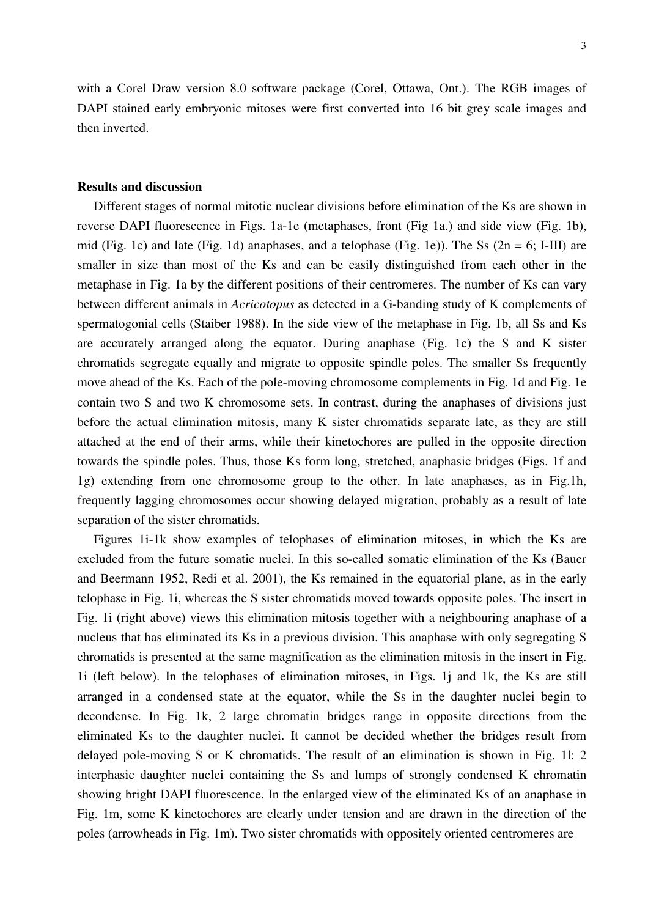with a Corel Draw version 8.0 software package (Corel, Ottawa, Ont.). The RGB images of DAPI stained early embryonic mitoses were first converted into 16 bit grey scale images and then inverted.

## Results and discussion

Different stages of normal mitotic nuclear divisions before elimination of the Ks are shown in reverse DAPI fluorescence in Figs. 1a-1e (metaphases, front (Fig 1a.) and side view (Fig. 1b), mid (Fig. 1c) and late (Fig. 1d) anaphases, and a telophase (Fig. 1e)). The Ss (2n = 6; I-III) are smaller in size than most of the Ks and can be easily distinguished from each other in the metaphase in Fig. 1a by the different positions of their centromeres. The number of Ks can vary between different animals in *Acricotopus* as detected in a G-banding study of K complements of spermatogonial cells (Staiber 1988). In the side view of the metaphase in Fig. 1b, all Ss and Ks are accurately arranged along the equator. During anaphase (Fig. 1c) the S and K sister chromatids segregate equally and migrate to opposite spindle poles. The smaller Ss frequently move ahead of the Ks. Each of the pole-moving chromosome complements in Fig. 1d and Fig. 1e contain two S and two K chromosome sets. In contrast, during the anaphases of divisions just before the actual elimination mitosis, many K sister chromatids separate late, as they are still attached at the end of their arms, while their kinetochores are pulled in the opposite direction towards the spindle poles. Thus, those Ks form long, stretched, anaphasic bridges (Figs. 1f and 1g) extending from one chromosome group to the other. In late anaphases, as in Fig.1h, frequently lagging chromosomes occur showing delayed migration, probably as a result of late separation of the sister chromatids.

Figures 1i-1k show examples of telophases of elimination mitoses, in which the Ks are excluded from the future somatic nuclei. In this so-called somatic elimination of the Ks (Bauer and Beermann 1952, Redi et al. 2001), the Ks remained in the equatorial plane, as in the early telophase in Fig. 1i, whereas the S sister chromatids moved towards opposite poles. The insert in Fig. 1i (right above) views this elimination mitosis together with a neighbouring anaphase of a nucleus that has eliminated its Ks in a previous division. This anaphase with only segregating S chromatids is presented at the same magnification as the elimination mitosis in the insert in Fig. 1i (left below). In the telophases of elimination mitoses, in Figs. 1j and 1k, the Ks are still arranged in a condensed state at the equator, while the Ss in the daughter nuclei begin to decondense. In Fig. 1k, 2 large chromatin bridges range in opposite directions from the eliminated Ks to the daughter nuclei. It cannot be decided whether the bridges result from delayed pole-moving S or K chromatids. The result of an elimination is shown in Fig. 1l: 2 interphasic daughter nuclei containing the Ss and lumps of strongly condensed K chromatin showing bright DAPI fluorescence. In the enlarged view of the eliminated Ks of an anaphase in Fig. 1m, some K kinetochores are clearly under tension and are drawn in the direction of the poles (arrowheads in Fig. 1m). Two sister chromatids with oppositely oriented centromeres are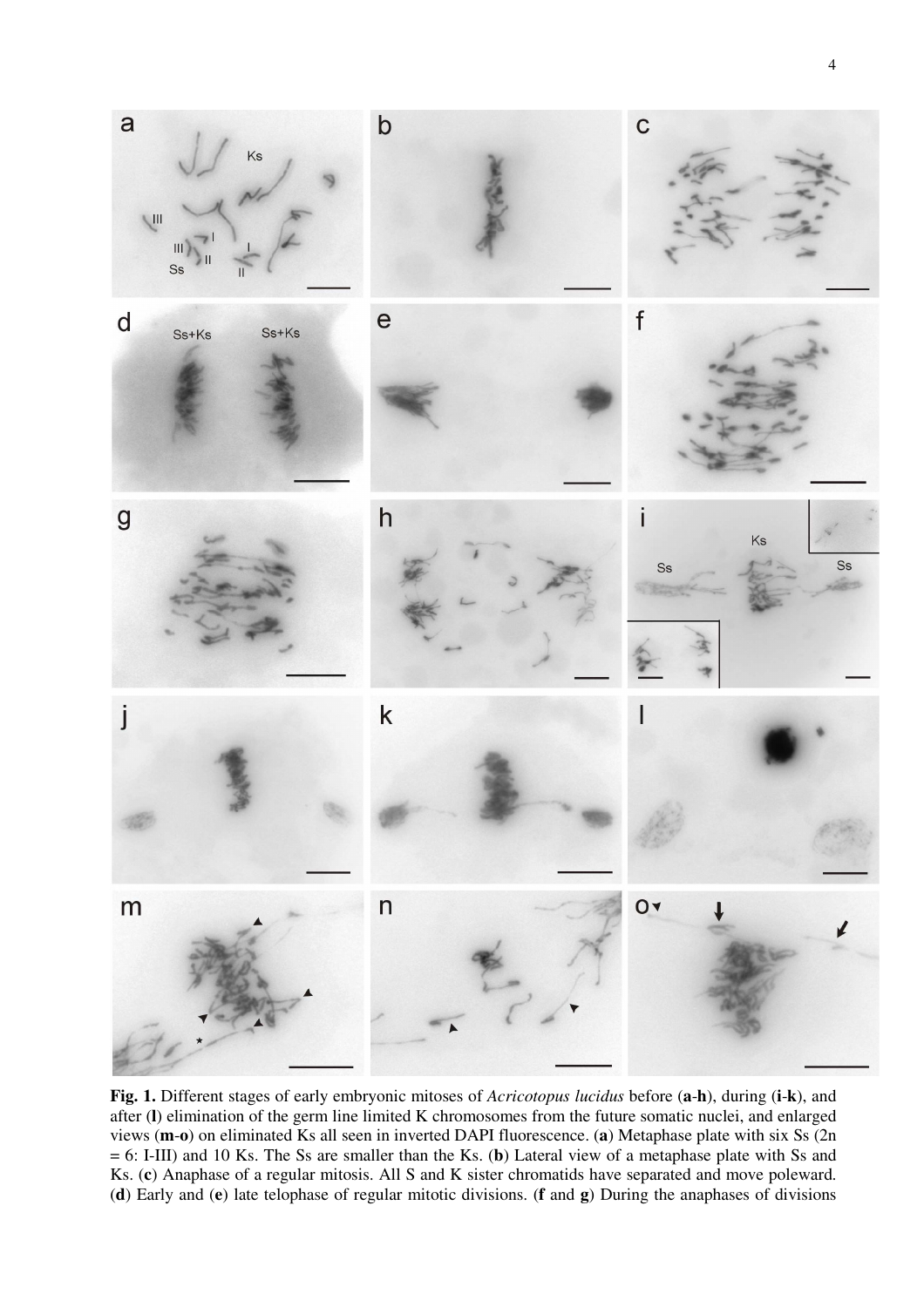**Fig. 1.** Different stages of early embryonic mitoses of *Acricotopus lucidus* before (**a**-**h**), during (**i**-**k**), and after (**l**) elimination of the germ line limited K chromosomes from the future somatic nuclei, and enlarged views (**m**-**o**) on eliminated Ks all seen in inverted DAPI fluorescence. (**a**) Metaphase plate with six Ss (2n = 6: I-III) and 10 Ks. The Ss are smaller than the Ks. (**b**) Lateral view of a metaphase plate with Ss and Ks. (**c**) Anaphase of a regular mitosis. All S and K sister chromatids have separated and move poleward. (**d**) Early and (**e**) late telophase of regular mitotic divisions. (**f** and **g**) During the anaphases of divisions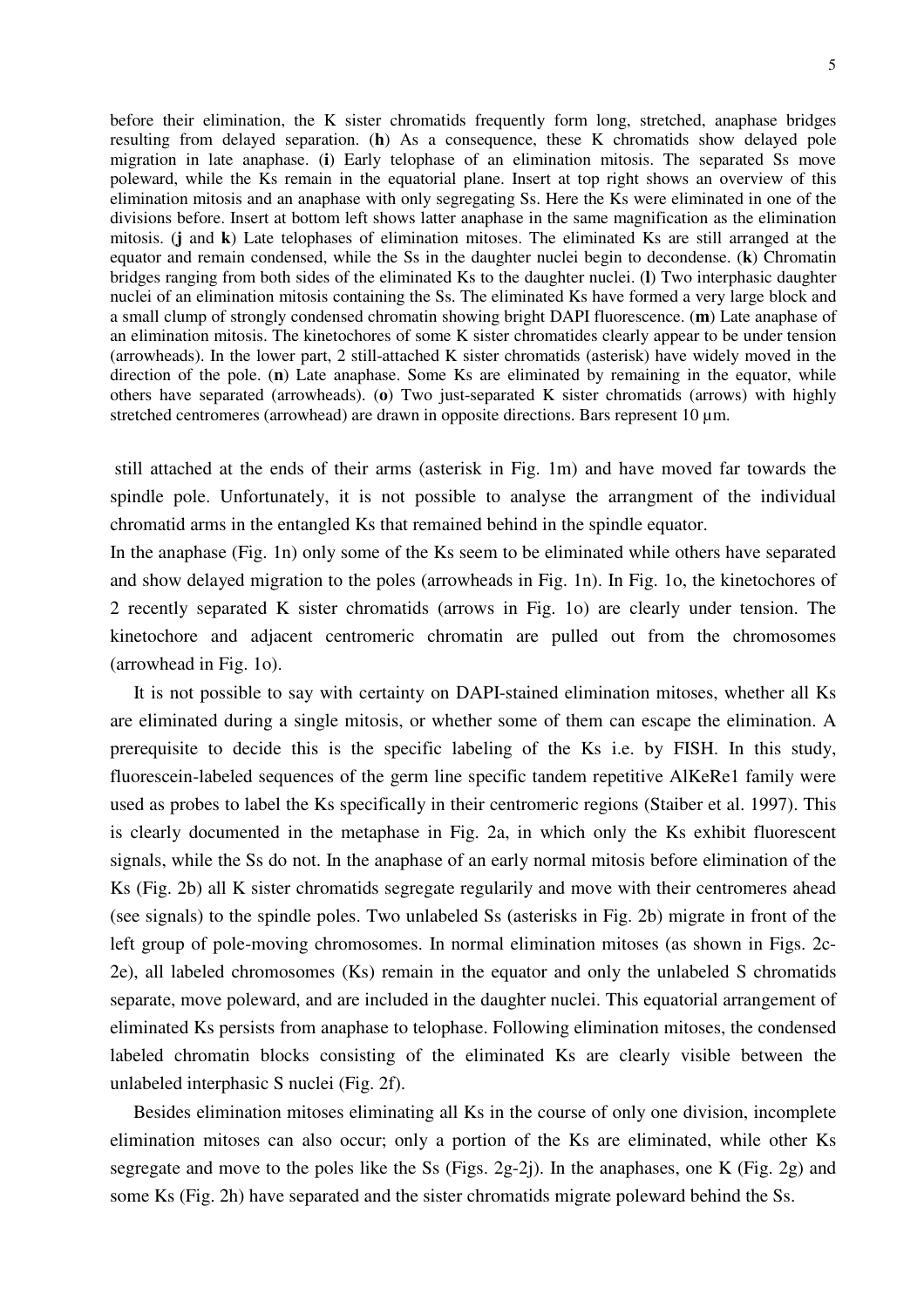before their elimination, the K sister chromatids frequently form long, stretched, anaphase bridges resulting from delayed separation. (**h**) As a consequence, these K chromatids show delayed pole migration in late anaphase. (**i**) Early telophase of an elimination mitosis. The separated Ss move poleward, while the Ks remain in the equatorial plane. Insert at top right shows an overview of this elimination mitosis and an anaphase with only segregating Ss. Here the Ks were eliminated in one of the divisions before. Insert at bottom left shows latter anaphase in the same magnification as the elimination mitosis. (**j** and **k**) Late telophases of elimination mitoses. The eliminated Ks are still arranged at the equator and remain condensed, while the Ss in the daughter nuclei begin to decondense. (**k**) Chromatin bridges ranging from both sides of the eliminated Ks to the daughter nuclei. (**l**) Two interphasic daughter nuclei of an elimination mitosis containing the Ss. The eliminated Ks have formed a very large block and a small clump of strongly condensed chromatin showing bright DAPI fluorescence. (**m**) Late anaphase of an elimination mitosis. The kinetochores of some K sister chromatides clearly appear to be under tension (arrowheads). In the lower part, 2 still-attached K sister chromatids (asterisk) have widely moved in the direction of the pole. (**n**) Late anaphase. Some Ks are eliminated by remaining in the equator, while others have separated (arrowheads). (**o**) Two just-separated K sister chromatids (arrows) with highly stretched centromeres (arrowhead) are drawn in opposite directions. Bars represent 10 µm.

still attached at the ends of their arms (asterisk in Fig. 1m) and have moved far towards the spindle pole. Unfortunately, it is not possible to analyse the arrangment of the individual chromatid arms in the entangled Ks that remained behind in the spindle equator.

In the anaphase (Fig. 1n) only some of the Ks seem to be eliminated while others have separated and show delayed migration to the poles (arrowheads in Fig. 1n). In Fig. 1o, the kinetochores of 2 recently separated K sister chromatids (arrows in Fig. 1o) are clearly under tension. The kinetochore and adjacent centromeric chromatin are pulled out from the chromosomes (arrowhead in Fig. 1o).

It is not possible to say with certainty on DAPI-stained elimination mitoses, whether all Ks are eliminated during a single mitosis, or whether some of them can escape the elimination. A prerequisite to decide this is the specific labeling of the Ks i.e. by FISH. In this study, fluorescein-labeled sequences of the germ line specific tandem repetitive AlKeRe1 family were used as probes to label the Ks specifically in their centromeric regions (Staiber et al. 1997). This is clearly documented in the metaphase in Fig. 2a, in which only the Ks exhibit fluorescent signals, while the Ss do not. In the anaphase of an early normal mitosis before elimination of the Ks (Fig. 2b) all K sister chromatids segregate regularily and move with their centromeres ahead (see signals) to the spindle poles. Two unlabeled Ss (asterisks in Fig. 2b) migrate in front of the left group of pole-moving chromosomes. In normal elimination mitoses (as shown in Figs. 2c-2e), all labeled chromosomes (Ks) remain in the equator and only the unlabeled S chromatids separate, move poleward, and are included in the daughter nuclei. This equatorial arrangement of eliminated Ks persists from anaphase to telophase. Following elimination mitoses, the condensed labeled chromatin blocks consisting of the eliminated Ks are clearly visible between the unlabeled interphasic S nuclei (Fig. 2f).

Besides elimination mitoses eliminating all Ks in the course of only one division, incomplete elimination mitoses can also occur; only a portion of the Ks are eliminated, while other Ks segregate and move to the poles like the Ss (Figs. 2g-2j). In the anaphases, one K (Fig. 2g) and some Ks (Fig. 2h) have separated and the sister chromatids migrate poleward behind the Ss.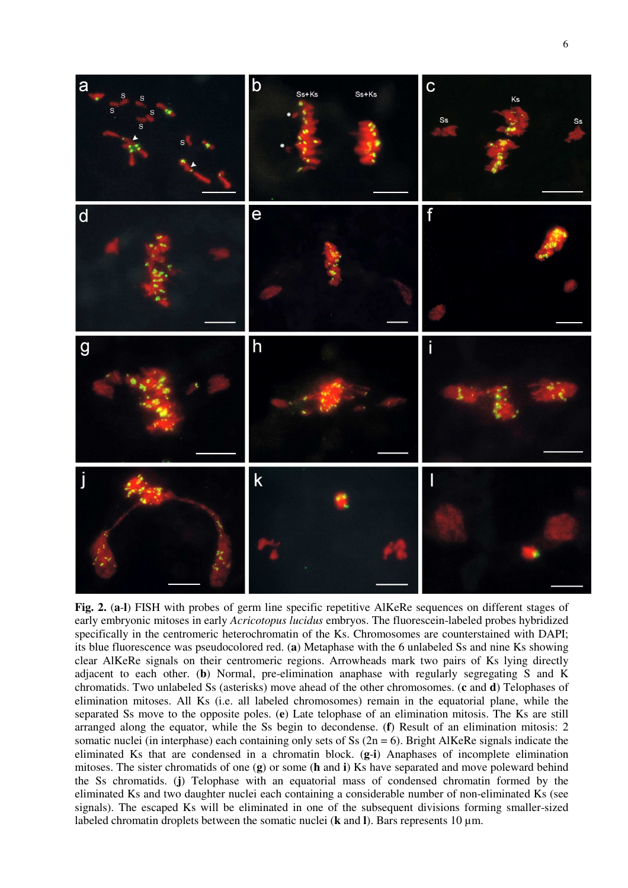**Fig. 2.** (**a**-**l**) FISH with probes of germ line specific repetitive AlKeRe sequences on different stages of early embryonic mitoses in early *Acricotopus lucidus* embryos. The fluorescein-labeled probes hybridized specifically in the centromeric heterochromatin of the Ks. Chromosomes are counterstained with DAPI; its blue fluorescence was pseudocolored red. (**a**) Metaphase with the 6 unlabeled Ss and nine Ks showing clear AlKeRe signals on their centromeric regions. Arrowheads mark two pairs of Ks lying directly adjacent to each other. (**b**) Normal, pre-elimination anaphase with regularly segregating S and K chromatids. Two unlabeled Ss (asterisks) move ahead of the other chromosomes. (**c** and **d**) Telophases of elimination mitoses. All Ks (i.e. all labeled chromosomes) remain in the equatorial plane, while the separated Ss move to the opposite poles. (**e**) Late telophase of an elimination mitosis. The Ks are still arranged along the equator, while the Ss begin to decondense. (**f**) Result of an elimination mitosis: 2 somatic nuclei (in interphase) each containing only sets of Ss (2n = 6). Bright AlKeRe signals indicate the eliminated Ks that are condensed in a chromatin block. (**g**-**i**) Anaphases of incomplete elimination mitoses. The sister chromatids of one (**g**) or some (**h** and **i**) Ks have separated and move poleward behind the Ss chromatids. (**j**) Telophase with an equatorial mass of condensed chromatin formed by the eliminated Ks and two daughter nuclei each containing a considerable number of non-eliminated Ks (see signals). The escaped Ks will be eliminated in one of the subsequent divisions forming smaller-sized labeled chromatin droplets between the somatic nuclei (**k** and **l**). Bars represents 10 µm.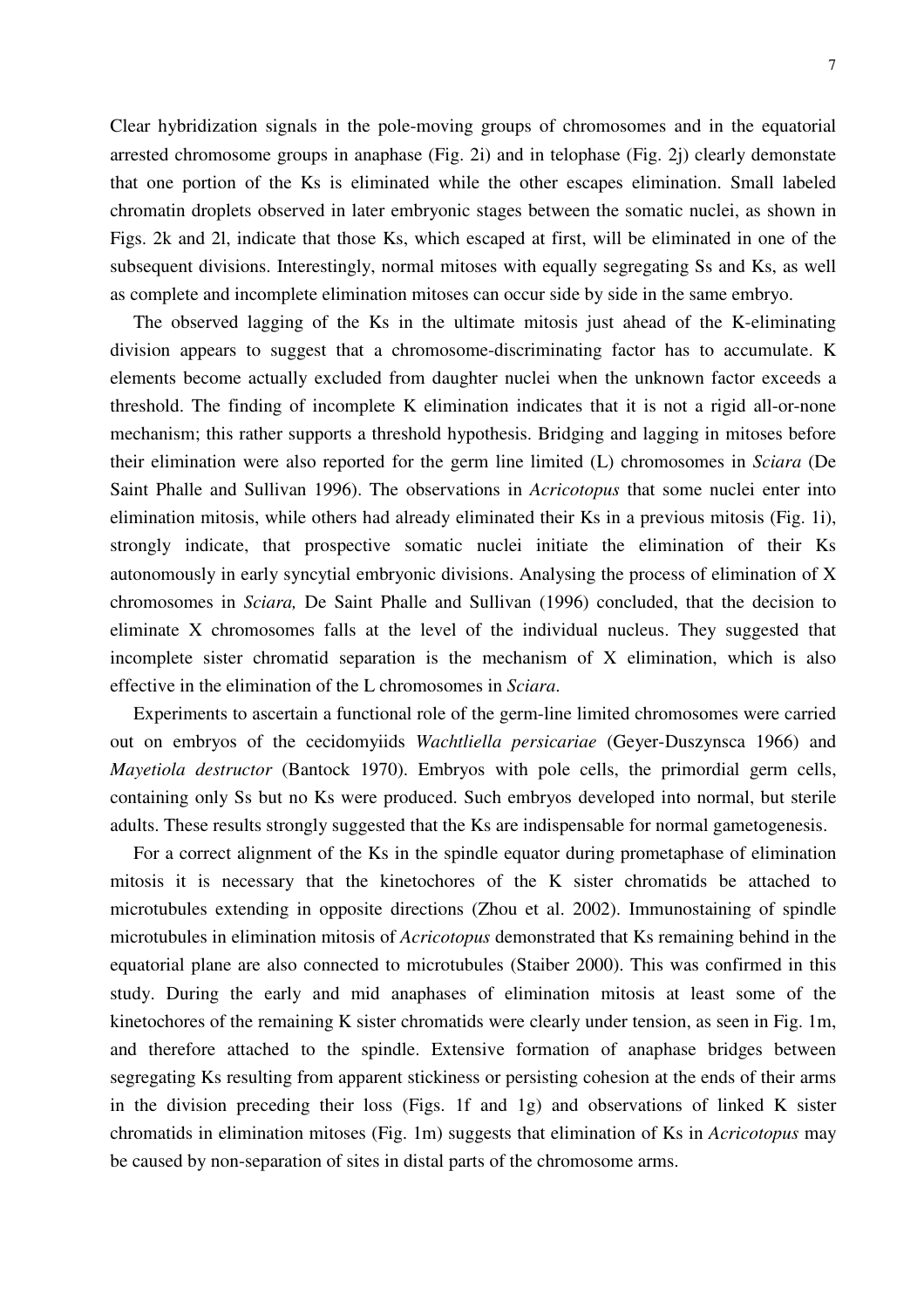Clear hybridization signals in the pole-moving groups of chromosomes and in the equatorial arrested chromosome groups in anaphase (Fig. 2i) and in telophase (Fig. 2j) clearly demonstate that one portion of the Ks is eliminated while the other escapes elimination. Small labeled chromatin droplets observed in later embryonic stages between the somatic nuclei, as shown in Figs. 2k and 2l, indicate that those Ks, which escaped at first, will be eliminated in one of the subsequent divisions. Interestingly, normal mitoses with equally segregating Ss and Ks, as well as complete and incomplete elimination mitoses can occur side by side in the same embryo.

The observed lagging of the Ks in the ultimate mitosis just ahead of the K-eliminating division appears to suggest that a chromosome-discriminating factor has to accumulate. K elements become actually excluded from daughter nuclei when the unknown factor exceeds a threshold. The finding of incomplete K elimination indicates that it is not a rigid all-or-none mechanism; this rather supports a threshold hypothesis. Bridging and lagging in mitoses before their elimination were also reported for the germ line limited (L) chromosomes in *Sciara* (De Saint Phalle and Sullivan 1996). The observations in *Acricotopus* that some nuclei enter into elimination mitosis, while others had already eliminated their Ks in a previous mitosis (Fig. 1i), strongly indicate, that prospective somatic nuclei initiate the elimination of their Ks autonomously in early syncytial embryonic divisions. Analysing the process of elimination of X chromosomes in *Sciara,* De Saint Phalle and Sullivan (1996) concluded, that the decision to eliminate X chromosomes falls at the level of the individual nucleus. They suggested that incomplete sister chromatid separation is the mechanism of X elimination, which is also effective in the elimination of the L chromosomes in *Sciara*.

Experiments to ascertain a functional role of the germ-line limited chromosomes were carried out on embryos of the cecidomyiids *Wachtliella persicariae* (Geyer-Duszynsca 1966) and *Mayetiola destructor* (Bantock 1970). Embryos with pole cells, the primordial germ cells, containing only Ss but no Ks were produced. Such embryos developed into normal, but sterile adults. These results strongly suggested that the Ks are indispensable for normal gametogenesis.

For a correct alignment of the Ks in the spindle equator during prometaphase of elimination mitosis it is necessary that the kinetochores of the K sister chromatids be attached to microtubules extending in opposite directions (Zhou et al. 2002). Immunostaining of spindle microtubules in elimination mitosis of *Acricotopus* demonstrated that Ks remaining behind in the equatorial plane are also connected to microtubules (Staiber 2000). This was confirmed in this study. During the early and mid anaphases of elimination mitosis at least some of the kinetochores of the remaining K sister chromatids were clearly under tension, as seen in Fig. 1m, and therefore attached to the spindle. Extensive formation of anaphase bridges between segregating Ks resulting from apparent stickiness or persisting cohesion at the ends of their arms in the division preceding their loss (Figs. 1f and 1g) and observations of linked K sister chromatids in elimination mitoses (Fig. 1m) suggests that elimination of Ks in *Acricotopus* may be caused by non-separation of sites in distal parts of the chromosome arms.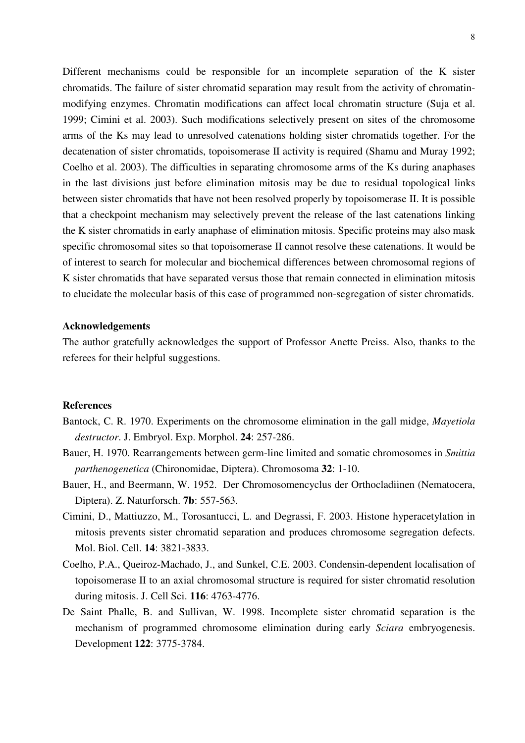Different mechanisms could be responsible for an incomplete separation of the K sister chromatids. The failure of sister chromatid separation may result from the activity of chromatin-modifying enzymes. Chromatin modifications can affect local chromatin structure (Suja et al. 1999; Cimini et al. 2003). Such modifications selectively present on sites of the chromosome arms of the Ks may lead to unresolved catenations holding sister chromatids together. For the decatenation of sister chromatids, topoisomerase II activity is required (Shamu and Muray 1992; Coelho et al. 2003). The difficulties in separating chromosome arms of the Ks during anaphases in the last divisions just before elimination mitosis may be due to residual topological links between sister chromatids that have not been resolved properly by topoisomerase II. It is possible that a checkpoint mechanism may selectively prevent the release of the last catenations linking the K sister chromatids in early anaphase of elimination mitosis. Specific proteins may also mask specific chromosomal sites so that topoisomerase II cannot resolve these catenations. It would be of interest to search for molecular and biochemical differences between chromosomal regions of K sister chromatids that have separated versus those that remain connected in elimination mitosis to elucidate the molecular basis of this case of programmed non-segregation of sister chromatids.

### Acknowledgements

The author gratefully acknowledges the support of Professor Anette Preiss. Also, thanks to the referees for their helpful suggestions.

### References

Bantock, C. R. 1970. Experiments on the chromosome elimination in the gall midge, *Mayetiola destructor*. J. Embryol. Exp. Morphol. **24**: 257-286.

Bauer, H. 1970. Rearrangements between germ-line limited and somatic chromosomes in *Smittia parthenogenetica* (Chironomidae, Diptera). Chromosoma **32**: 1-10.

Bauer, H., and Beermann, W. 1952. Der Chromosomencyclus der Orthocladiinen (Nematocera, Diptera). Z. Naturforsch. **7b**: 557-563.

Cimini, D., Mattiuzzo, M., Torosantucci, L. and Degrassi, F. 2003. Histone hyperacetylation in mitosis prevents sister chromatid separation and produces chromosome segregation defects. Mol. Biol. Cell. **14**: 3821-3833.

Coelho, P.A., Queiroz-Machado, J., and Sunkel, C.E. 2003. Condensin-dependent localisation of topoisomerase II to an axial chromosomal structure is required for sister chromatid resolution during mitosis. J. Cell Sci. **116**: 4763-4776.

De Saint Phalle, B. and Sullivan, W. 1998. Incomplete sister chromatid separation is the mechanism of programmed chromosome elimination during early *Sciara* embryogenesis. Development **122**: 3775-3784.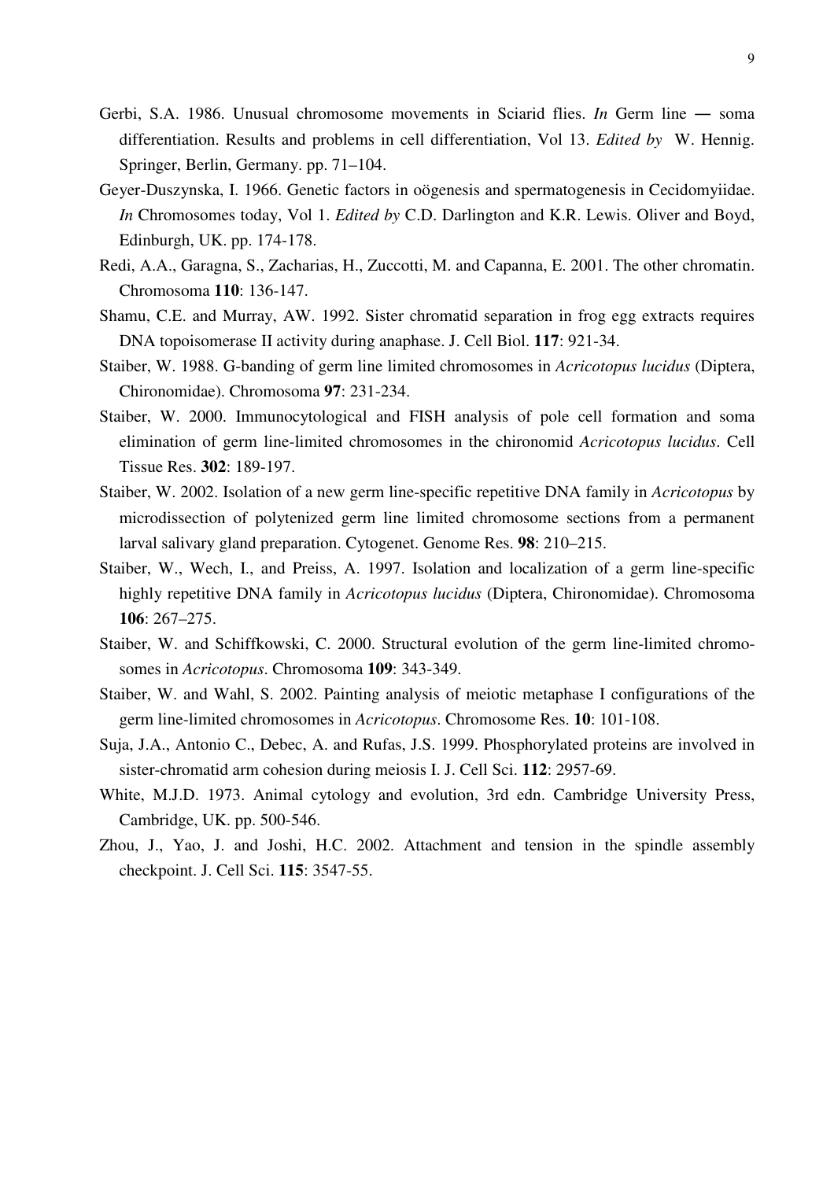Gerbi, S.A. 1986. Unusual chromosome movements in Sciarid flies. *In* Germ line ― soma differentiation. Results and problems in cell differentiation, Vol 13. *Edited by* W. Hennig. Springer, Berlin, Germany. pp. 71–104.

Geyer-Duszynska, I. 1966. Genetic factors in oögenesis and spermatogenesis in Cecidomyiidae. *In* Chromosomes today, Vol 1. *Edited by* C.D. Darlington and K.R. Lewis. Oliver and Boyd, Edinburgh, UK. pp. 174-178.

Redi, A.A., Garagna, S., Zacharias, H., Zuccotti, M. and Capanna, E. 2001. The other chromatin. Chromosoma **110**: 136-147.

Shamu, C.E. and Murray, AW. 1992. Sister chromatid separation in frog egg extracts requires DNA topoisomerase II activity during anaphase. J. Cell Biol. **117**: 921-34.

Staiber, W. 1988. G-banding of germ line limited chromosomes in *Acricotopus lucidus* (Diptera, Chironomidae). Chromosoma **97**: 231-234.

Staiber, W. 2000. Immunocytological and FISH analysis of pole cell formation and soma elimination of germ line-limited chromosomes in the chironomid *Acricotopus lucidus*. Cell Tissue Res. **302**: 189-197.

Staiber, W. 2002. Isolation of a new germ line-specific repetitive DNA family in *Acricotopus* by microdissection of polytenized germ line limited chromosome sections from a permanent larval salivary gland preparation. Cytogenet. Genome Res. **98**: 210–215.

Staiber, W., Wech, I., and Preiss, A. 1997. Isolation and localization of a germ line-specific highly repetitive DNA family in *Acricotopus lucidus* (Diptera, Chironomidae). Chromosoma **106**: 267–275.

Staiber, W. and Schiffkowski, C. 2000. Structural evolution of the germ line-limited chromosomes in *Acricotopus*. Chromosoma **109**: 343-349.

Staiber, W. and Wahl, S. 2002. Painting analysis of meiotic metaphase I configurations of the germ line-limited chromosomes in *Acricotopus*. Chromosome Res. **10**: 101-108.

Suja, J.A., Antonio C., Debec, A. and Rufas, J.S. 1999. Phosphorylated proteins are involved in sister-chromatid arm cohesion during meiosis I. J. Cell Sci. **112**: 2957-69.

White, M.J.D. 1973. Animal cytology and evolution, 3rd edn. Cambridge University Press, Cambridge, UK. pp. 500-546.

Zhou, J., Yao, J. and Joshi, H.C. 2002. Attachment and tension in the spindle assembly checkpoint. J. Cell Sci. **115**: 3547-55.